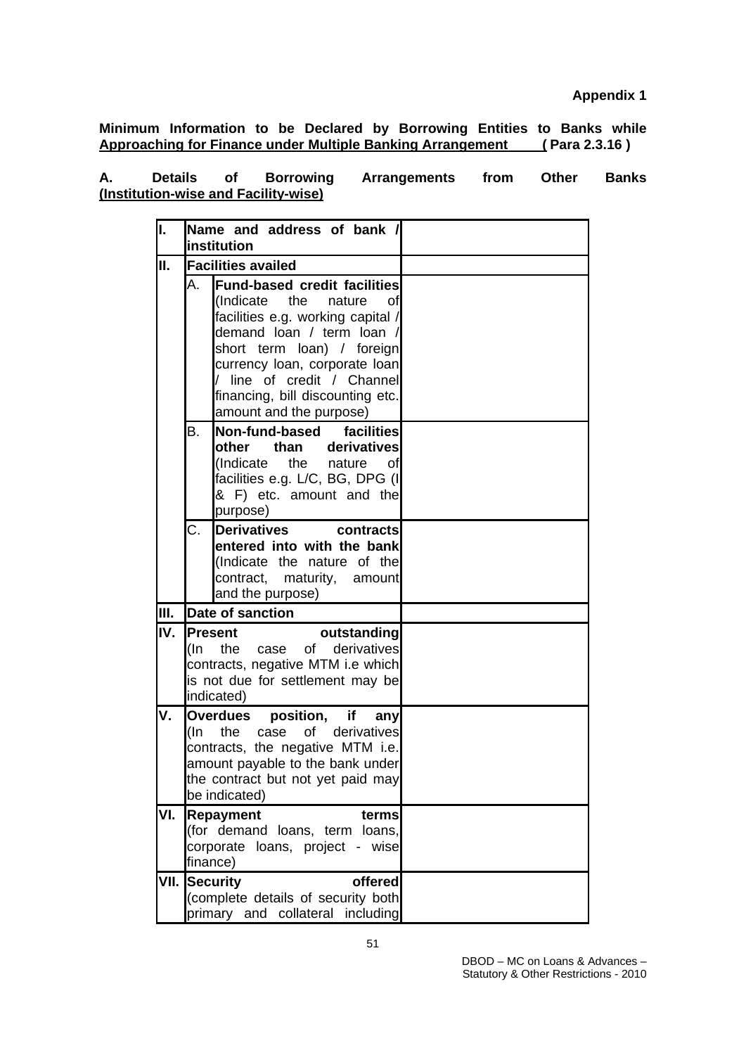**Appendix 1**

**Minimum Information to be Declared by Borrowing Entities to Banks while Approaching for Finance under Multiple Banking Arrangement ( Para 2.3.16 )**

**A. Details of Borrowing Arrangements from Other Banks (Institution-wise and Facility-wise)**

| | | | |
|---|---|---|---|
| **I.** | **Name and address of bank / institution** | | |
| **II.** | **Facilities availed** | | |
| | A. | **Fund-based credit facilities** (Indicate the nature of facilities e.g. working capital / demand loan / term loan / short term loan) / foreign currency loan, corporate loan / line of credit / Channel financing, bill discounting etc. amount and the purpose) | |
| | B. | **Non-fund-based facilities other than derivatives** (Indicate the nature of facilities e.g. L/C, BG, DPG (I & F) etc. amount and the purpose) | |
| | C. | **Derivatives contracts entered into with the bank** (Indicate the nature of the contract, maturity, amount and the purpose) | |
| **III.** | **Date of sanction** | | |
| **IV.** | **Present outstanding** (In the case of derivatives contracts, negative MTM i.e which is not due for settlement may be indicated) | | |
| **V.** | **Overdues position, if any** (In the case of derivatives contracts, the negative MTM i.e. amount payable to the bank under the contract but not yet paid may be indicated) | | |
| **VI.** | **Repayment terms** (for demand loans, term loans, corporate loans, project - wise finance) | | |
| **VII.** | **Security offered** (complete details of security both primary and collateral including | | |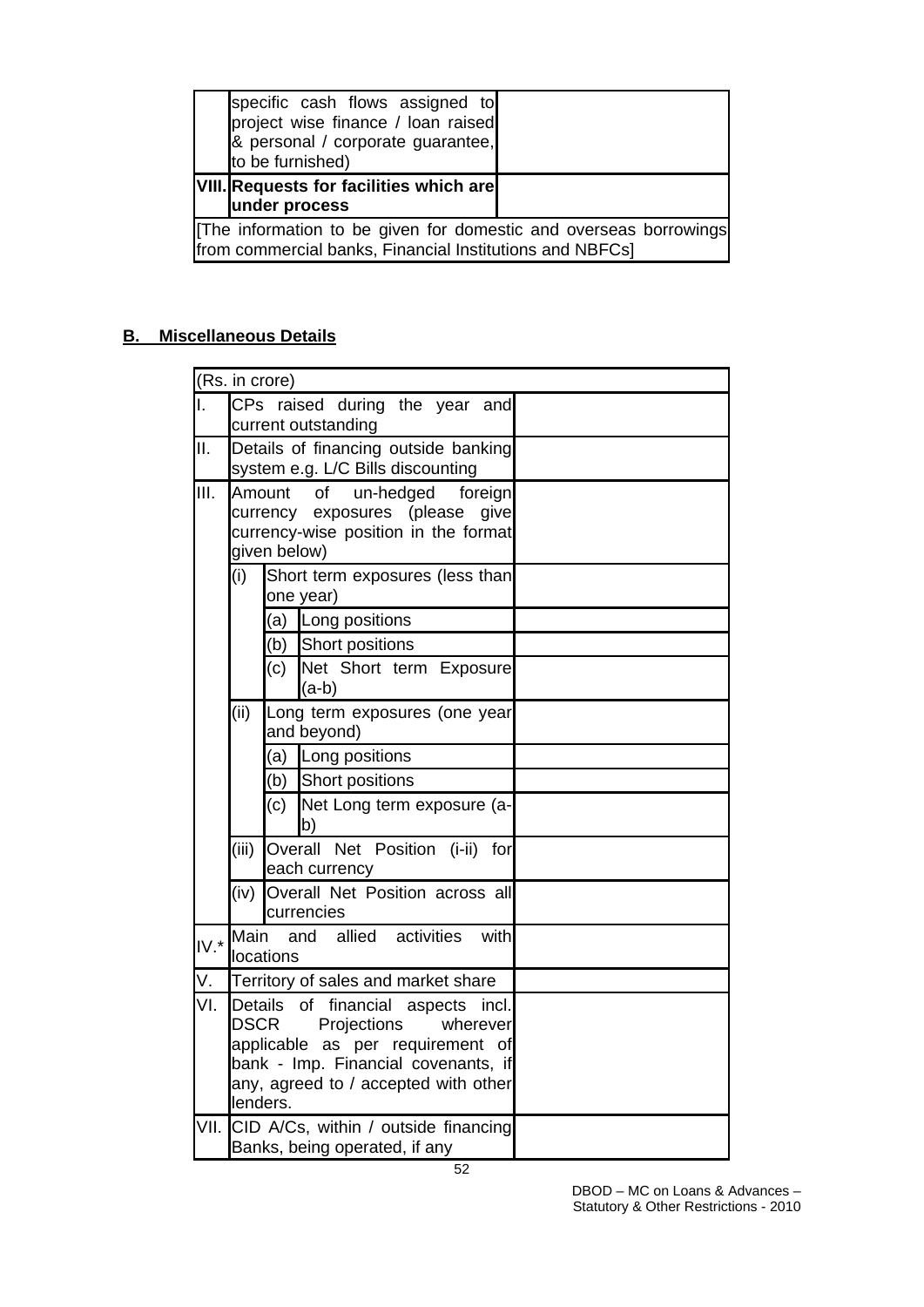| | | |
|---|---|---|
| | specific cash flows assigned to project wise finance / loan raised & personal / corporate guarantee, to be furnished) | |
| **VIII.** | **Requests for facilities which are under process** | |
| [The information to be given for domestic and overseas borrowings from commercial banks, Financial Institutions and NBFCs] | | |

## B. Miscellaneous Details

| (Rs. in crore) | | | | |
|---|---|---|---|---|
| I. | CPs raised during the year and current outstanding | | | |
| II. | Details of financing outside banking system e.g. L/C Bills discounting | | | |
| III. | Amount of un-hedged foreign currency exposures (please give currency-wise position in the format given below) | | | |
| | (i) | Short term exposures (less than one year) | | |
| | | (a) | Long positions | |
| | | (b) | Short positions | |
| | | (c) | Net Short term Exposure (a-b) | |
| | (ii) | Long term exposures (one year and beyond) | | |
| | | (a) | Long positions | |
| | | (b) | Short positions | |
| | | (c) | Net Long term exposure (a-b) | |
| | (iii) | Overall Net Position (i-ii) for each currency | | |
| | (iv) | Overall Net Position across all currencies | | |
| IV.* | Main and allied activities with locations | | | |
| V. | Territory of sales and market share | | | |
| VI. | Details of financial aspects incl. DSCR Projections wherever applicable as per requirement of bank - Imp. Financial covenants, if any, agreed to / accepted with other lenders. | | | |
| VII. | CID A/Cs, within / outside financing Banks, being operated, if any | | | |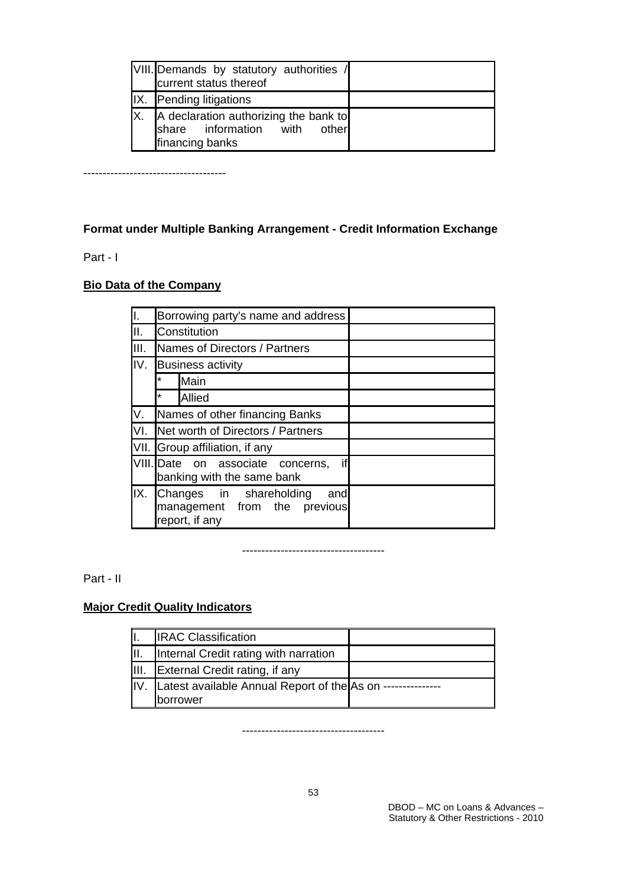| | | |
|---|---|---|
| VIII. | Demands by statutory authorities / current status thereof | |
| IX. | Pending litigations | |
| X. | A declaration authorizing the bank to share information with other financing banks | |

-------------------------------------

**Format under Multiple Banking Arrangement - Credit Information Exchange**

Part - I

**Bio Data of the Company**

| | | | |
|---|---|---|---|
| I. | Borrowing party's name and address | | |
| II. | Constitution | | |
| III. | Names of Directors / Partners | | |
| IV. | Business activity | | |
| | * | Main | |
| | * | Allied | |
| V. | Names of other financing Banks | | |
| VI. | Net worth of Directors / Partners | | |
| VII. | Group affiliation, if any | | |
| VIII. | Date on associate concerns, if banking with the same bank | | |
| IX. | Changes in shareholding and management from the previous report, if any | | |

-------------------------------------

Part - II

**Major Credit Quality Indicators**

| | | |
|---|---|---|
| I. | IRAC Classification | |
| II. | Internal Credit rating with narration | |
| III. | External Credit rating, if any | |
| IV. | Latest available Annual Report of the borrower | As on --------------- |

-------------------------------------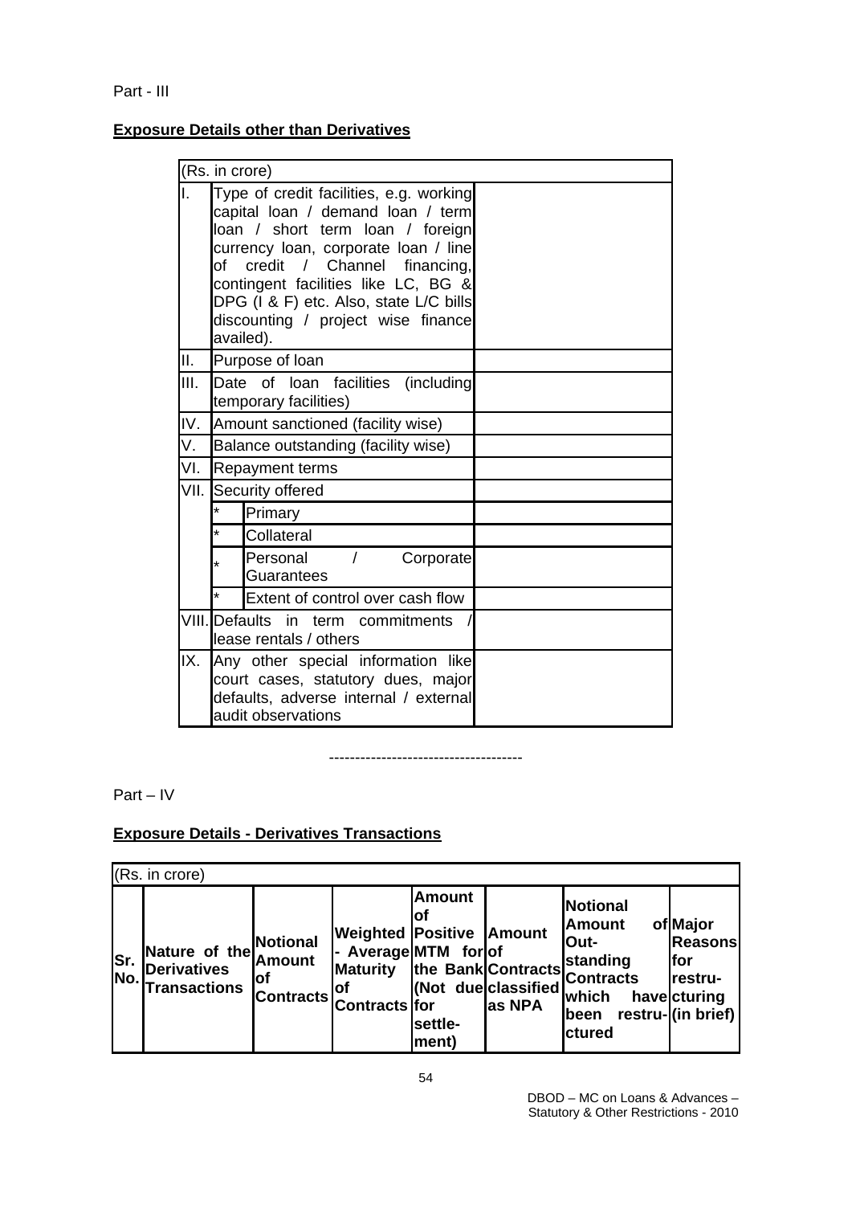Part - III

**Exposure Details other than Derivatives**

| (Rs. in crore) | | |
|---|---|---|
| I. | Type of credit facilities, e.g. working capital loan / demand loan / term loan / short term loan / foreign currency loan, corporate loan / line of credit / Channel financing, contingent facilities like LC, BG & DPG (I & F) etc. Also, state L/C bills discounting / project wise finance availed). | |
| II. | Purpose of loan | |
| III. | Date of loan facilities (including temporary facilities) | |
| IV. | Amount sanctioned (facility wise) | |
| V. | Balance outstanding (facility wise) | |
| VI. | Repayment terms | |
| VII. | Security offered | |
| | * Primary | |
| | * Collateral | |
| | * Personal / Corporate Guarantees | |
| | * Extent of control over cash flow | |
| VIII. | Defaults in term commitments / lease rentals / others | |
| IX. | Any other special information like court cases, statutory dues, major defaults, adverse internal / external audit observations | |

-------------------------------------

Part – IV

**Exposure Details - Derivatives Transactions**

(Rs. in crore)

| Sr. No. | Nature of the Derivatives Transactions | Notional Amount of Contracts | Weighted - Average Maturity of Contracts | Amount of Positive MTM for the Bank (Not due for settle-ment) | Amount of Contracts classified as NPA | Notional Amount of Out-standing Contracts which have been restru-ctured | Major Reasons for restru-cturing (in brief) |
|---|---|---|---|---|---|---|---|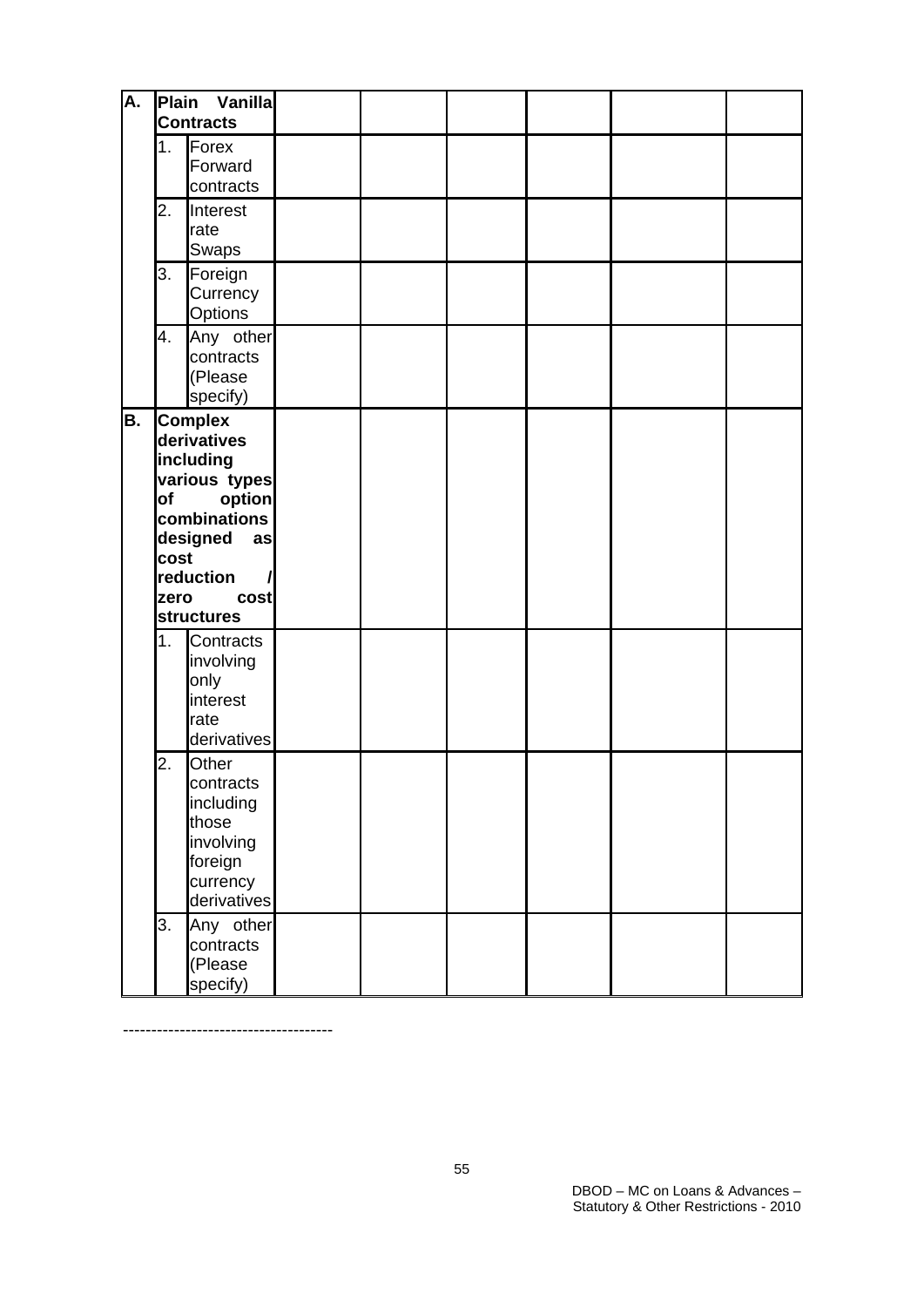| | | | | | | | | |
|---|---|---|---|---|---|---|---|---|
| **A.** | **Plain Vanilla Contracts** | | | | | | | |
| | 1. | Forex Forward contracts | | | | | | |
| | 2. | Interest rate Swaps | | | | | | |
| | 3. | Foreign Currency Options | | | | | | |
| | 4. | Any other contracts (Please specify) | | | | | | |
| **B.** | **Complex derivatives including various types of option combinations designed as cost reduction / zero cost structures** | | | | | | | |
| | 1. | Contracts involving only interest rate derivatives | | | | | | |
| | 2. | Other contracts including those involving foreign currency derivatives | | | | | | |
| | 3. | Any other contracts (Please specify) | | | | | | |

-------------------------------------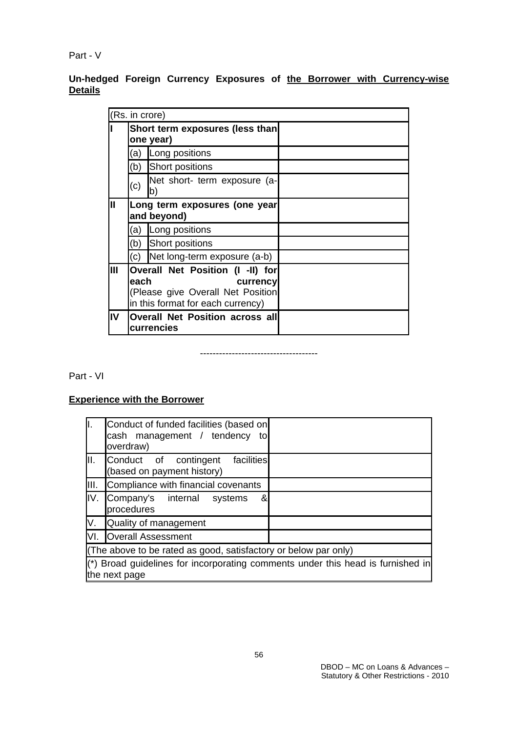Part - V

**Un-hedged Foreign Currency Exposures of <u>the Borrower with Currency-wise Details</u>**

| (Rs. in crore) | | | |
|---|---|---|---|
| **I** | **Short term exposures (less than one year)** | | |
| | (a) | Long positions | |
| | (b) | Short positions | |
| | (c) | Net short- term exposure (a-b) | |
| **II** | **Long term exposures (one year and beyond)** | | |
| | (a) | Long positions | |
| | (b) | Short positions | |
| | (c) | Net long-term exposure (a-b) | |
| **III** | **Overall Net Position (I -II) for each currency** (Please give Overall Net Position in this format for each currency) | | |
| **IV** | **Overall Net Position across all currencies** | | |

-------------------------------------

Part - VI

**<u>Experience with the Borrower</u>**

| | | |
|---|---|---|
| I. | Conduct of funded facilities (based on cash management / tendency to overdraw) | |
| II. | Conduct of contingent facilities (based on payment history) | |
| III. | Compliance with financial covenants | |
| IV. | Company's internal systems & procedures | |
| V. | Quality of management | |
| VI. | Overall Assessment | |
| (The above to be rated as good, satisfactory or below par only) | | |
| (*) Broad guidelines for incorporating comments under this head is furnished in the next page | | |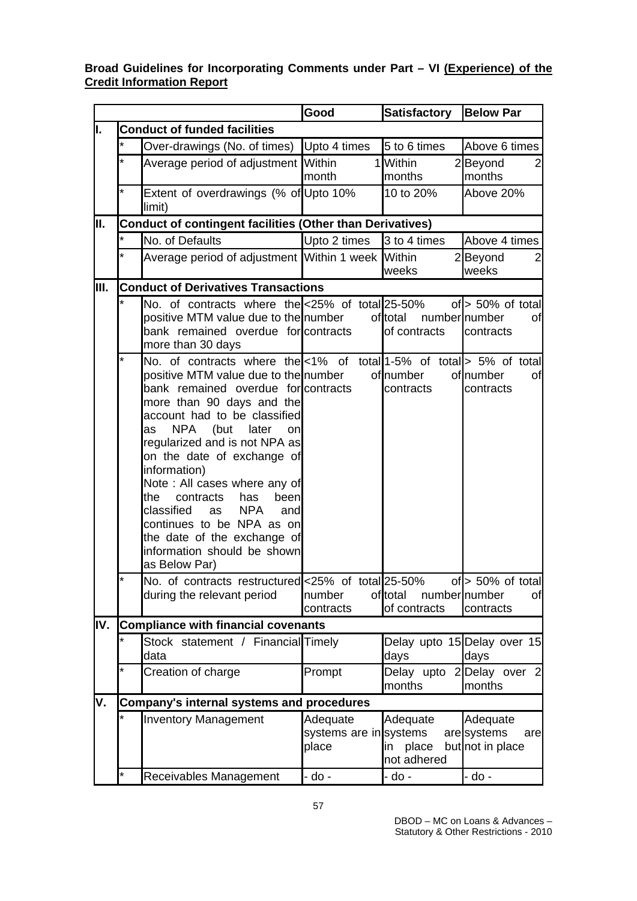**Broad Guidelines for Incorporating Comments under Part – VI (Experience) of the Credit Information Report**

| | | | Good | Satisfactory | Below Par |
|---|---|---|---|---|---|
| I. | **Conduct of funded facilities** | | | | |
| | * | Over-drawings (No. of times) | Upto 4 times | 5 to 6 times | Above 6 times |
| | * | Average period of adjustment | Within 1 month | Within 2 months | Beyond 2 months |
| | * | Extent of overdrawings (% of limit) | Upto 10% | 10 to 20% | Above 20% |
| II. | **Conduct of contingent facilities (Other than Derivatives)** | | | | |
| | * | No. of Defaults | Upto 2 times | 3 to 4 times | Above 4 times |
| | * | Average period of adjustment | Within 1 week | Within 2 weeks | Beyond 2 weeks |
| III. | **Conduct of Derivatives Transactions** | | | | |
| | * | No. of contracts where the positive MTM value due to the bank remained overdue for more than 30 days | <25% of total number of contracts | 25-50% of total number of contracts | > 50% of total number of contracts |
| | * | No. of contracts where the positive MTM value due to the bank remained overdue for more than 90 days and the account had to be classified as NPA (but later on regularized and is not NPA as on the date of exchange of information)<br>Note : All cases where any of the contracts has been classified as NPA and continues to be NPA as on the date of the exchange of information should be shown as Below Par) | <1% of total number of contracts | 1-5% of total number of contracts | > 5% of total number of contracts |
| | * | No. of contracts restructured during the relevant period | <25% of total number of contracts | 25-50% of total number of contracts | > 50% of total number of contracts |
| IV. | **Compliance with financial covenants** | | | | |
| | * | Stock statement / Financial data | Timely | Delay upto 15 days | Delay over 15 days |
| | * | Creation of charge | Prompt | Delay upto 2 months | Delay over 2 months |
| V. | **Company's internal systems and procedures** | | | | |
| | * | Inventory Management | Adequate systems are in place | Adequate systems are in place but not adhered | Adequate systems are not in place |
| | * | Receivables Management | - do - | - do - | - do - |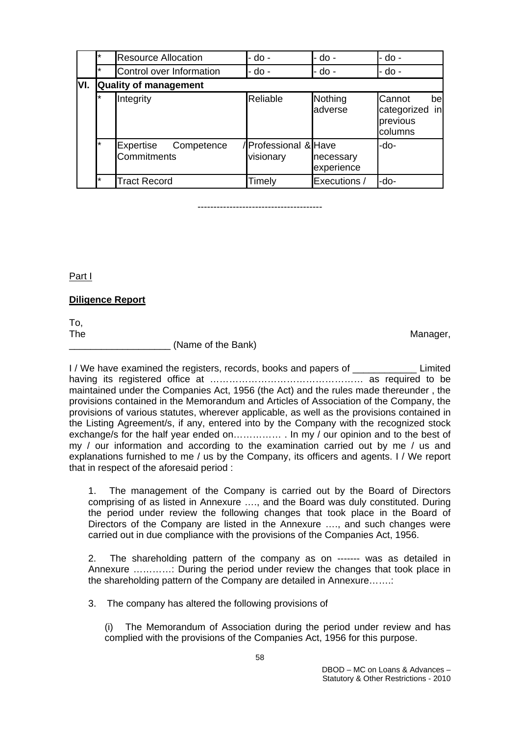| | | | | | |
|---|---|---|---|---|---|
| | * | Resource Allocation | - do - | - do - | - do - |
| | * | Control over Information | - do - | - do - | - do - |
| VI. | Quality of management | | | | |
| | * | Integrity | Reliable | Nothing adverse | Cannot be categorized in previous columns |
| | * | Expertise Competence / Commitments | Professional & visionary | Have necessary experience | -do- |
| | * | Tract Record | Timely | Executions / | -do- |

---------------------------------------

Part I

**Diligence Report**

To,
The Manager,
___________________ (Name of the Bank)

I / We have examined the registers, records, books and papers of ____________ Limited having its registered office at ………………………………………… as required to be maintained under the Companies Act, 1956 (the Act) and the rules made thereunder , the provisions contained in the Memorandum and Articles of Association of the Company, the provisions of various statutes, wherever applicable, as well as the provisions contained in the Listing Agreement/s, if any, entered into by the Company with the recognized stock exchange/s for the half year ended on…………… . In my / our opinion and to the best of my / our information and according to the examination carried out by me / us and explanations furnished to me / us by the Company, its officers and agents. I / We report that in respect of the aforesaid period :

1. The management of the Company is carried out by the Board of Directors comprising of as listed in Annexure …., and the Board was duly constituted. During the period under review the following changes that took place in the Board of Directors of the Company are listed in the Annexure …., and such changes were carried out in due compliance with the provisions of the Companies Act, 1956.

2. The shareholding pattern of the company as on ------- was as detailed in Annexure …………: During the period under review the changes that took place in the shareholding pattern of the Company are detailed in Annexure…….:

3. The company has altered the following provisions of

(i) The Memorandum of Association during the period under review and has complied with the provisions of the Companies Act, 1956 for this purpose.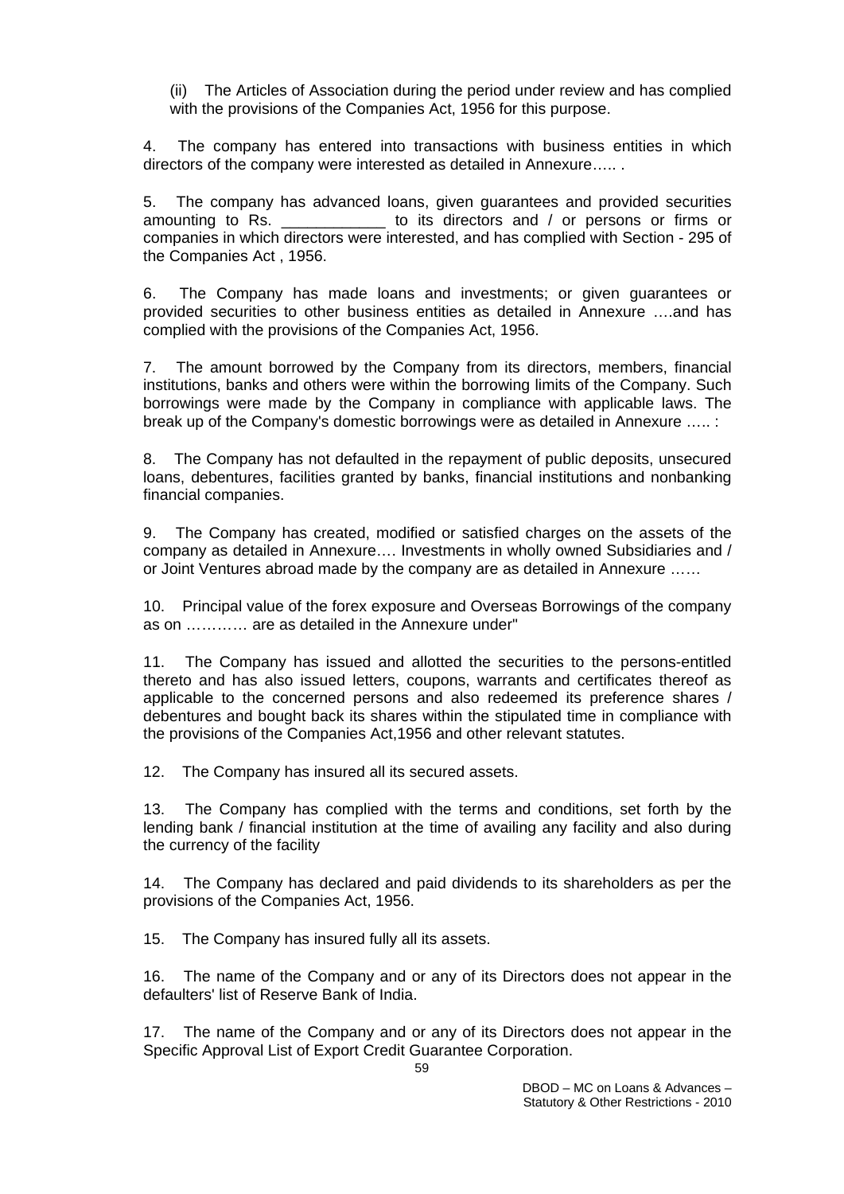(ii) The Articles of Association during the period under review and has complied with the provisions of the Companies Act, 1956 for this purpose.

4. The company has entered into transactions with business entities in which directors of the company were interested as detailed in Annexure….. .

5. The company has advanced loans, given guarantees and provided securities amounting to Rs. ____________ to its directors and / or persons or firms or companies in which directors were interested, and has complied with Section - 295 of the Companies Act , 1956.

6. The Company has made loans and investments; or given guarantees or provided securities to other business entities as detailed in Annexure ….and has complied with the provisions of the Companies Act, 1956.

7. The amount borrowed by the Company from its directors, members, financial institutions, banks and others were within the borrowing limits of the Company. Such borrowings were made by the Company in compliance with applicable laws. The break up of the Company's domestic borrowings were as detailed in Annexure ….. :

8. The Company has not defaulted in the repayment of public deposits, unsecured loans, debentures, facilities granted by banks, financial institutions and nonbanking financial companies.

9. The Company has created, modified or satisfied charges on the assets of the company as detailed in Annexure…. Investments in wholly owned Subsidiaries and / or Joint Ventures abroad made by the company are as detailed in Annexure ……

10. Principal value of the forex exposure and Overseas Borrowings of the company as on ………… are as detailed in the Annexure under"

11. The Company has issued and allotted the securities to the persons-entitled thereto and has also issued letters, coupons, warrants and certificates thereof as applicable to the concerned persons and also redeemed its preference shares / debentures and bought back its shares within the stipulated time in compliance with the provisions of the Companies Act,1956 and other relevant statutes.

12. The Company has insured all its secured assets.

13. The Company has complied with the terms and conditions, set forth by the lending bank / financial institution at the time of availing any facility and also during the currency of the facility

14. The Company has declared and paid dividends to its shareholders as per the provisions of the Companies Act, 1956.

15. The Company has insured fully all its assets.

16. The name of the Company and or any of its Directors does not appear in the defaulters' list of Reserve Bank of India.

17. The name of the Company and or any of its Directors does not appear in the Specific Approval List of Export Credit Guarantee Corporation.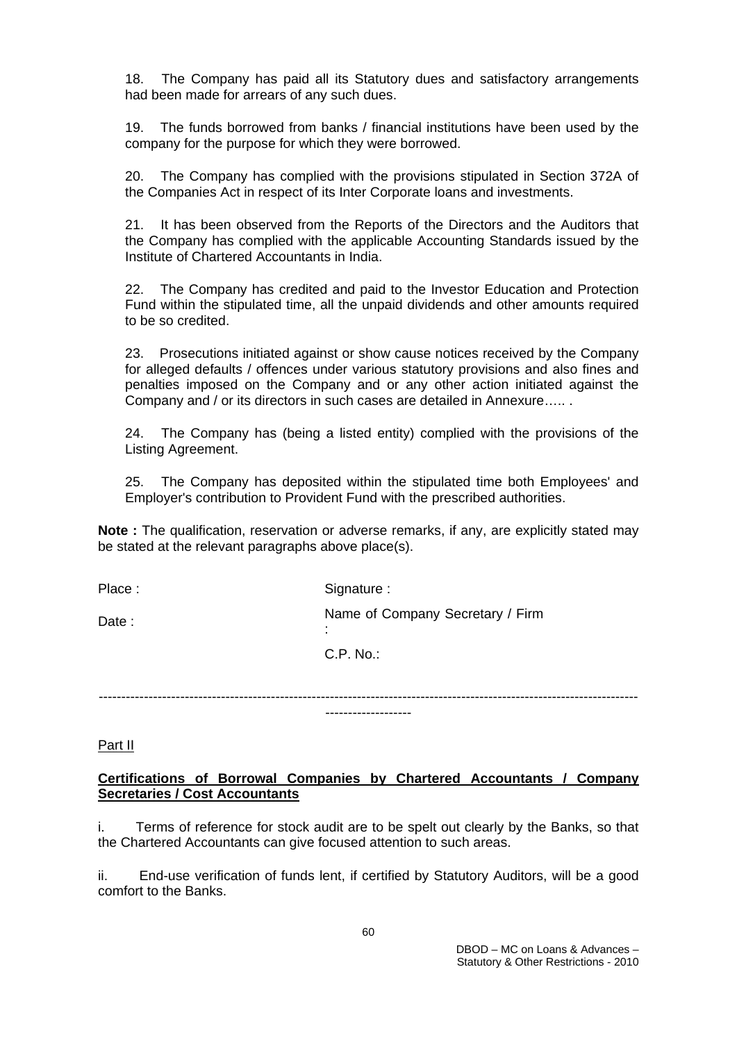18. The Company has paid all its Statutory dues and satisfactory arrangements had been made for arrears of any such dues.

19. The funds borrowed from banks / financial institutions have been used by the company for the purpose for which they were borrowed.

20. The Company has complied with the provisions stipulated in Section 372A of the Companies Act in respect of its Inter Corporate loans and investments.

21. It has been observed from the Reports of the Directors and the Auditors that the Company has complied with the applicable Accounting Standards issued by the Institute of Chartered Accountants in India.

22. The Company has credited and paid to the Investor Education and Protection Fund within the stipulated time, all the unpaid dividends and other amounts required to be so credited.

23. Prosecutions initiated against or show cause notices received by the Company for alleged defaults / offences under various statutory provisions and also fines and penalties imposed on the Company and or any other action initiated against the Company and / or its directors in such cases are detailed in Annexure….. .

24. The Company has (being a listed entity) complied with the provisions of the Listing Agreement.

25. The Company has deposited within the stipulated time both Employees' and Employer's contribution to Provident Fund with the prescribed authorities.

**Note :** The qualification, reservation or adverse remarks, if any, are explicitly stated may be stated at the relevant paragraphs above place(s).

Place : Signature :

Date : Name of Company Secretary / Firm :

C.P. No.:

---

Part II

**Certifications of Borrowal Companies by Chartered Accountants / Company Secretaries / Cost Accountants**

i. Terms of reference for stock audit are to be spelt out clearly by the Banks, so that the Chartered Accountants can give focused attention to such areas.

ii. End-use verification of funds lent, if certified by Statutory Auditors, will be a good comfort to the Banks.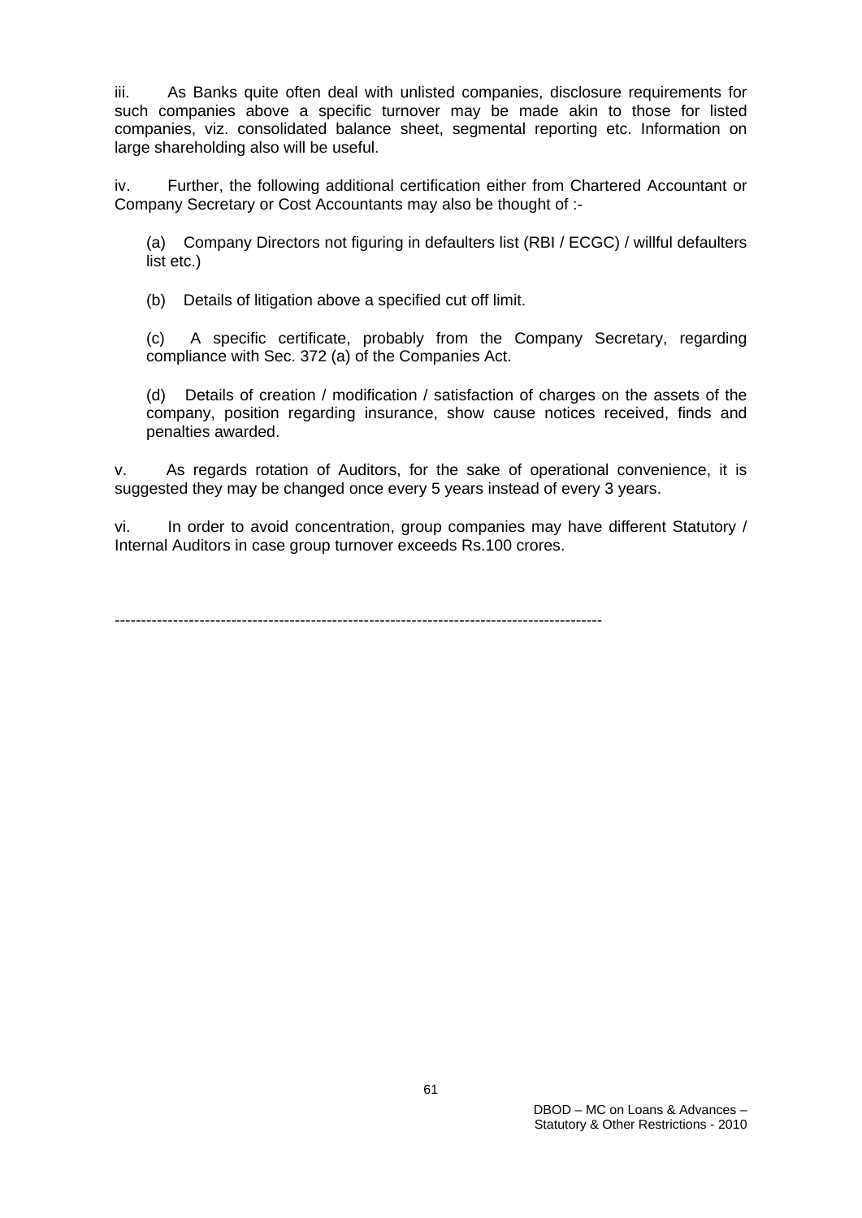iii. As Banks quite often deal with unlisted companies, disclosure requirements for such companies above a specific turnover may be made akin to those for listed companies, viz. consolidated balance sheet, segmental reporting etc. Information on large shareholding also will be useful.

iv. Further, the following additional certification either from Chartered Accountant or Company Secretary or Cost Accountants may also be thought of :-

(a) Company Directors not figuring in defaulters list (RBI / ECGC) / willful defaulters list etc.)

(b) Details of litigation above a specified cut off limit.

(c) A specific certificate, probably from the Company Secretary, regarding compliance with Sec. 372 (a) of the Companies Act.

(d) Details of creation / modification / satisfaction of charges on the assets of the company, position regarding insurance, show cause notices received, finds and penalties awarded.

v. As regards rotation of Auditors, for the sake of operational convenience, it is suggested they may be changed once every 5 years instead of every 3 years.

vi. In order to avoid concentration, group companies may have different Statutory / Internal Auditors in case group turnover exceeds Rs.100 crores.

-------------------------------------------------------------------------------------------